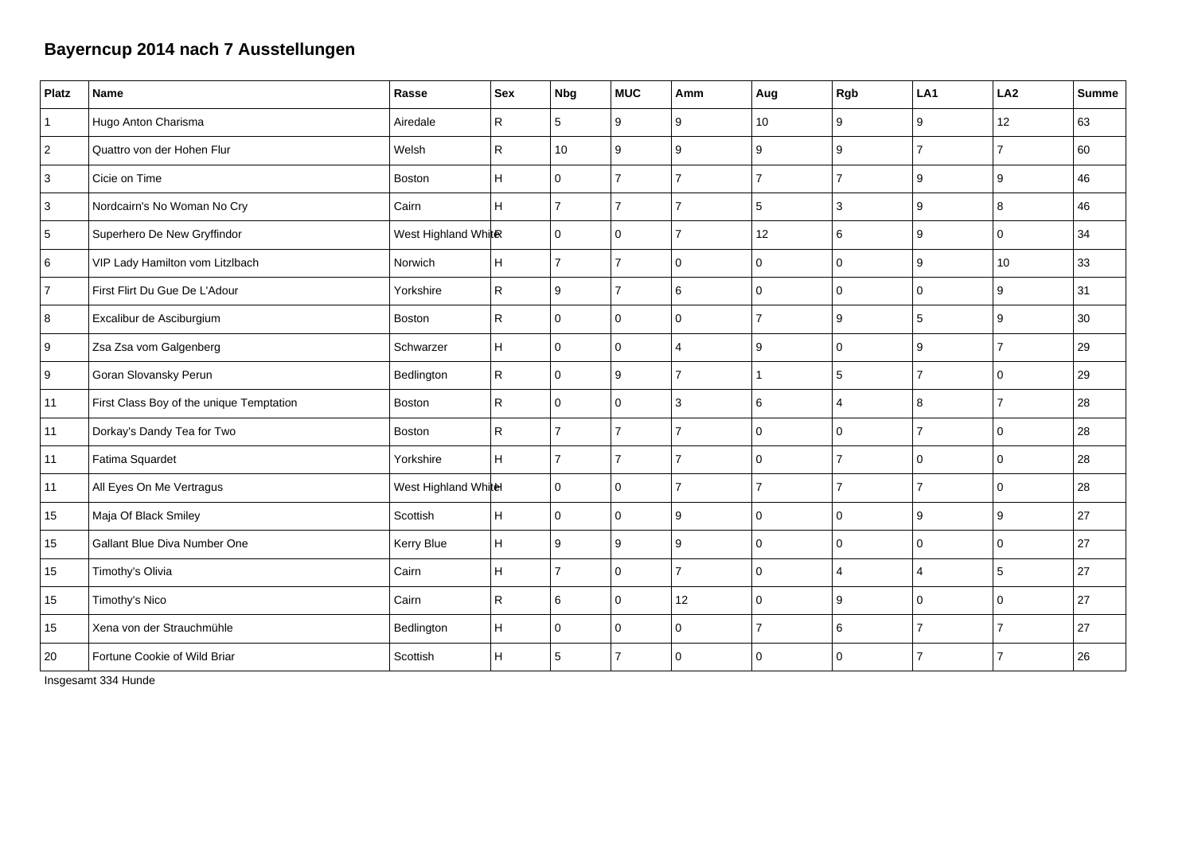# Bayerncup 2014 nach 7 Ausstellungen

| Platz | Name | Rasse | Sex | Nbg | MUC | Amm | Aug | Rgb | LA1 | LA2 | Summe |
|---|---|---|---|---|---|---|---|---|---|---|---|
| 1 | Hugo Anton Charisma | Airedale | R | 5 | 9 | 9 | 10 | 9 | 9 | 12 | 63 |
| 2 | Quattro von der Hohen Flur | Welsh | R | 10 | 9 | 9 | 9 | 9 | 7 | 7 | 60 |
| 3 | Cicie on Time | Boston | H | 0 | 7 | 7 | 7 | 7 | 9 | 9 | 46 |
| 3 | Nordcairn's No Woman No Cry | Cairn | H | 7 | 7 | 7 | 5 | 3 | 9 | 8 | 46 |
| 5 | Superhero De New Gryffindor | West Highland White | R | 0 | 0 | 7 | 12 | 6 | 9 | 0 | 34 |
| 6 | VIP Lady Hamilton vom Litzlbach | Norwich | H | 7 | 7 | 0 | 0 | 0 | 9 | 10 | 33 |
| 7 | First Flirt Du Gue De L'Adour | Yorkshire | R | 9 | 7 | 6 | 0 | 0 | 0 | 9 | 31 |
| 8 | Excalibur de Asciburgium | Boston | R | 0 | 0 | 0 | 7 | 9 | 5 | 9 | 30 |
| 9 | Zsa Zsa vom Galgenberg | Schwarzer | H | 0 | 0 | 4 | 9 | 0 | 9 | 7 | 29 |
| 9 | Goran Slovansky Perun | Bedlington | R | 0 | 9 | 7 | 1 | 5 | 7 | 0 | 29 |
| 11 | First Class Boy of the unique Temptation | Boston | R | 0 | 0 | 3 | 6 | 4 | 8 | 7 | 28 |
| 11 | Dorkay's Dandy Tea for Two | Boston | R | 7 | 7 | 7 | 0 | 0 | 7 | 0 | 28 |
| 11 | Fatima Squardet | Yorkshire | H | 7 | 7 | 7 | 0 | 7 | 0 | 0 | 28 |
| 11 | All Eyes On Me Vertragus | West Highland White | H | 0 | 0 | 7 | 7 | 7 | 7 | 0 | 28 |
| 15 | Maja Of Black Smiley | Scottish | H | 0 | 0 | 9 | 0 | 0 | 9 | 9 | 27 |
| 15 | Gallant Blue Diva Number One | Kerry Blue | H | 9 | 9 | 9 | 0 | 0 | 0 | 0 | 27 |
| 15 | Timothy's Olivia | Cairn | H | 7 | 0 | 7 | 0 | 4 | 4 | 5 | 27 |
| 15 | Timothy's Nico | Cairn | R | 6 | 0 | 12 | 0 | 9 | 0 | 0 | 27 |
| 15 | Xena von der Strauchmühle | Bedlington | H | 0 | 0 | 0 | 7 | 6 | 7 | 7 | 27 |
| 20 | Fortune Cookie of Wild Briar | Scottish | H | 5 | 7 | 0 | 0 | 0 | 7 | 7 | 26 |

Insgesamt 334 Hunde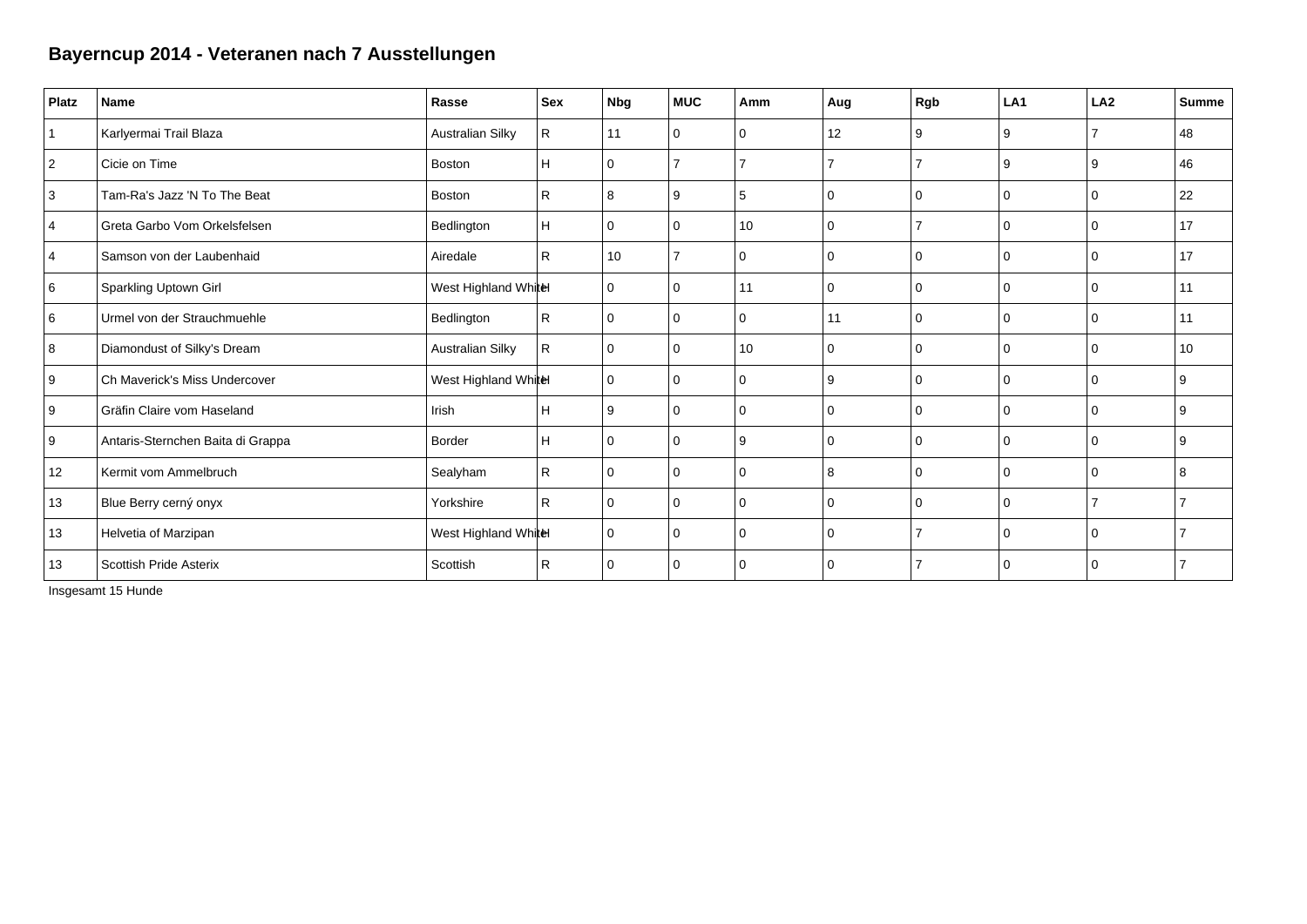# Bayerncup 2014 - Veteranen nach 7 Ausstellungen

| Platz | Name | Rasse | Sex | Nbg | MUC | Amm | Aug | Rgb | LA1 | LA2 | Summe |
|---|---|---|---|---|---|---|---|---|---|---|---|
| 1 | Karlyermai Trail Blaza | Australian Silky | R | 11 | 0 | 0 | 12 | 9 | 9 | 7 | 48 |
| 2 | Cicie on Time | Boston | H | 0 | 7 | 7 | 7 | 7 | 9 | 9 | 46 |
| 3 | Tam-Ra's Jazz 'N To The Beat | Boston | R | 8 | 9 | 5 | 0 | 0 | 0 | 0 | 22 |
| 4 | Greta Garbo Vom Orkelsfelsen | Bedlington | H | 0 | 0 | 10 | 0 | 7 | 0 | 0 | 17 |
| 4 | Samson von der Laubenhaid | Airedale | R | 10 | 7 | 0 | 0 | 0 | 0 | 0 | 17 |
| 6 | Sparkling Uptown Girl | West Highland White | H | 0 | 0 | 11 | 0 | 0 | 0 | 0 | 11 |
| 6 | Urmel von der Strauchmuehle | Bedlington | R | 0 | 0 | 0 | 11 | 0 | 0 | 0 | 11 |
| 8 | Diamondust of Silky's Dream | Australian Silky | R | 0 | 0 | 10 | 0 | 0 | 0 | 0 | 10 |
| 9 | Ch Maverick's Miss Undercover | West Highland White | H | 0 | 0 | 0 | 9 | 0 | 0 | 0 | 9 |
| 9 | Gräfin Claire vom Haseland | Irish | H | 9 | 0 | 0 | 0 | 0 | 0 | 0 | 9 |
| 9 | Antaris-Sternchen Baita di Grappa | Border | H | 0 | 0 | 9 | 0 | 0 | 0 | 0 | 9 |
| 12 | Kermit vom Ammelbruch | Sealyham | R | 0 | 0 | 0 | 8 | 0 | 0 | 0 | 8 |
| 13 | Blue Berry cerný onyx | Yorkshire | R | 0 | 0 | 0 | 0 | 0 | 0 | 7 | 7 |
| 13 | Helvetia of Marzipan | West Highland White | H | 0 | 0 | 0 | 0 | 7 | 0 | 0 | 7 |
| 13 | Scottish Pride Asterix | Scottish | R | 0 | 0 | 0 | 0 | 7 | 0 | 0 | 7 |

Insgesamt 15 Hunde